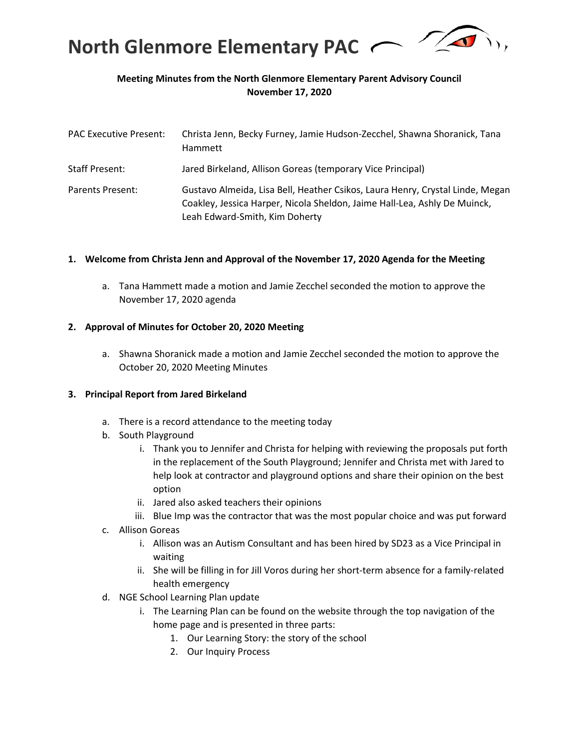# North Glenmore Elementary PAC

**Meeting Minutes from the North Glenmore Elementary Parent Advisory Council**
**November 17, 2020**

| | |
|---|---|
| PAC Executive Present: | Christa Jenn, Becky Furney, Jamie Hudson-Zecchel, Shawna Shoranick, Tana Hammett |
| Staff Present: | Jared Birkeland, Allison Goreas (temporary Vice Principal) |
| Parents Present: | Gustavo Almeida, Lisa Bell, Heather Csikos, Laura Henry, Crystal Linde, Megan Coakley, Jessica Harper, Nicola Sheldon, Jaime Hall-Lea, Ashly De Muinck, Leah Edward-Smith, Kim Doherty |

**1. Welcome from Christa Jenn and Approval of the November 17, 2020 Agenda for the Meeting**

a. Tana Hammett made a motion and Jamie Zecchel seconded the motion to approve the November 17, 2020 agenda

**2. Approval of Minutes for October 20, 2020 Meeting**

a. Shawna Shoranick made a motion and Jamie Zecchel seconded the motion to approve the October 20, 2020 Meeting Minutes

**3. Principal Report from Jared Birkeland**

a. There is a record attendance to the meeting today

b. South Playground
   i. Thank you to Jennifer and Christa for helping with reviewing the proposals put forth in the replacement of the South Playground; Jennifer and Christa met with Jared to help look at contractor and playground options and share their opinion on the best option
   ii. Jared also asked teachers their opinions
   iii. Blue Imp was the contractor that was the most popular choice and was put forward

c. Allison Goreas
   i. Allison was an Autism Consultant and has been hired by SD23 as a Vice Principal in waiting
   ii. She will be filling in for Jill Voros during her short-term absence for a family-related health emergency

d. NGE School Learning Plan update
   i. The Learning Plan can be found on the website through the top navigation of the home page and is presented in three parts:
      1. Our Learning Story: the story of the school
      2. Our Inquiry Process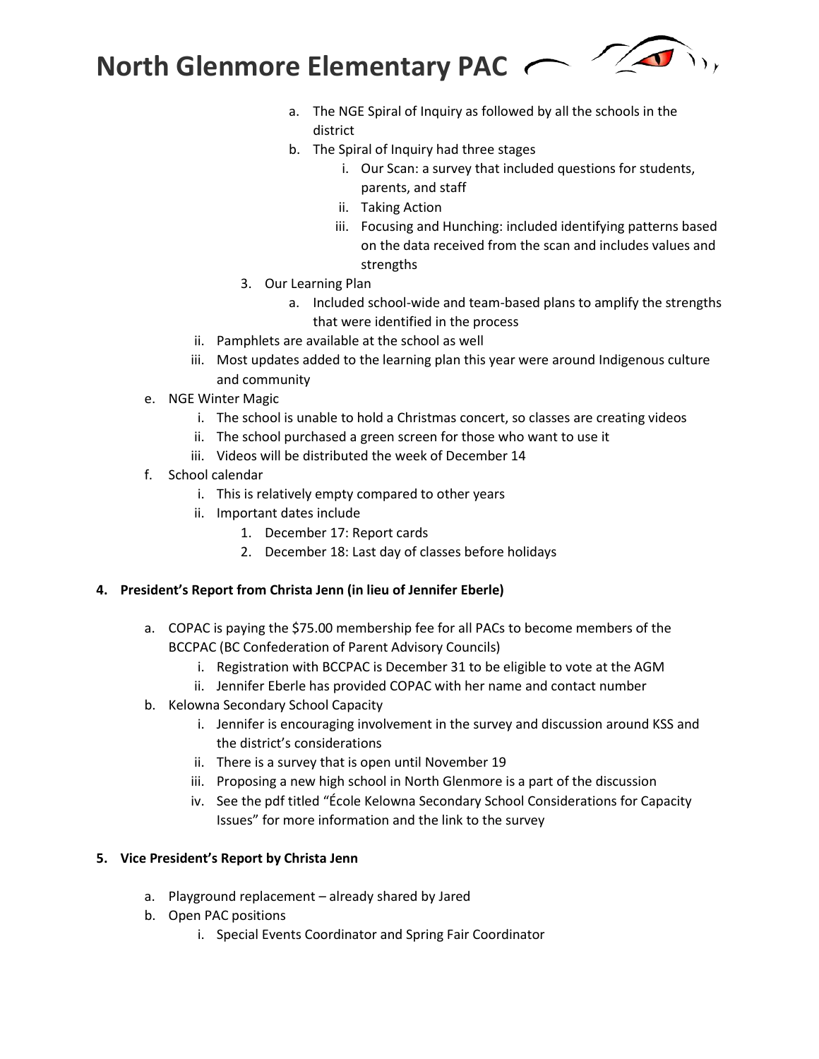a. The NGE Spiral of Inquiry as followed by all the schools in the district
b. The Spiral of Inquiry had three stages
    i. Our Scan: a survey that included questions for students, parents, and staff
    ii. Taking Action
    iii. Focusing and Hunching: included identifying patterns based on the data received from the scan and includes values and strengths

3. Our Learning Plan
    a. Included school-wide and team-based plans to amplify the strengths that were identified in the process

ii. Pamphlets are available at the school as well
iii. Most updates added to the learning plan this year were around Indigenous culture and community

e. NGE Winter Magic
    i. The school is unable to hold a Christmas concert, so classes are creating videos
    ii. The school purchased a green screen for those who want to use it
    iii. Videos will be distributed the week of December 14
f. School calendar
    i. This is relatively empty compared to other years
    ii. Important dates include
        1. December 17: Report cards
        2. December 18: Last day of classes before holidays

**4. President's Report from Christa Jenn (in lieu of Jennifer Eberle)**

a. COPAC is paying the $75.00 membership fee for all PACs to become members of the BCCPAC (BC Confederation of Parent Advisory Councils)
    i. Registration with BCCPAC is December 31 to be eligible to vote at the AGM
    ii. Jennifer Eberle has provided COPAC with her name and contact number
b. Kelowna Secondary School Capacity
    i. Jennifer is encouraging involvement in the survey and discussion around KSS and the district's considerations
    ii. There is a survey that is open until November 19
    iii. Proposing a new high school in North Glenmore is a part of the discussion
    iv. See the pdf titled "École Kelowna Secondary School Considerations for Capacity Issues" for more information and the link to the survey

**5. Vice President's Report by Christa Jenn**

a. Playground replacement – already shared by Jared
b. Open PAC positions
    i. Special Events Coordinator and Spring Fair Coordinator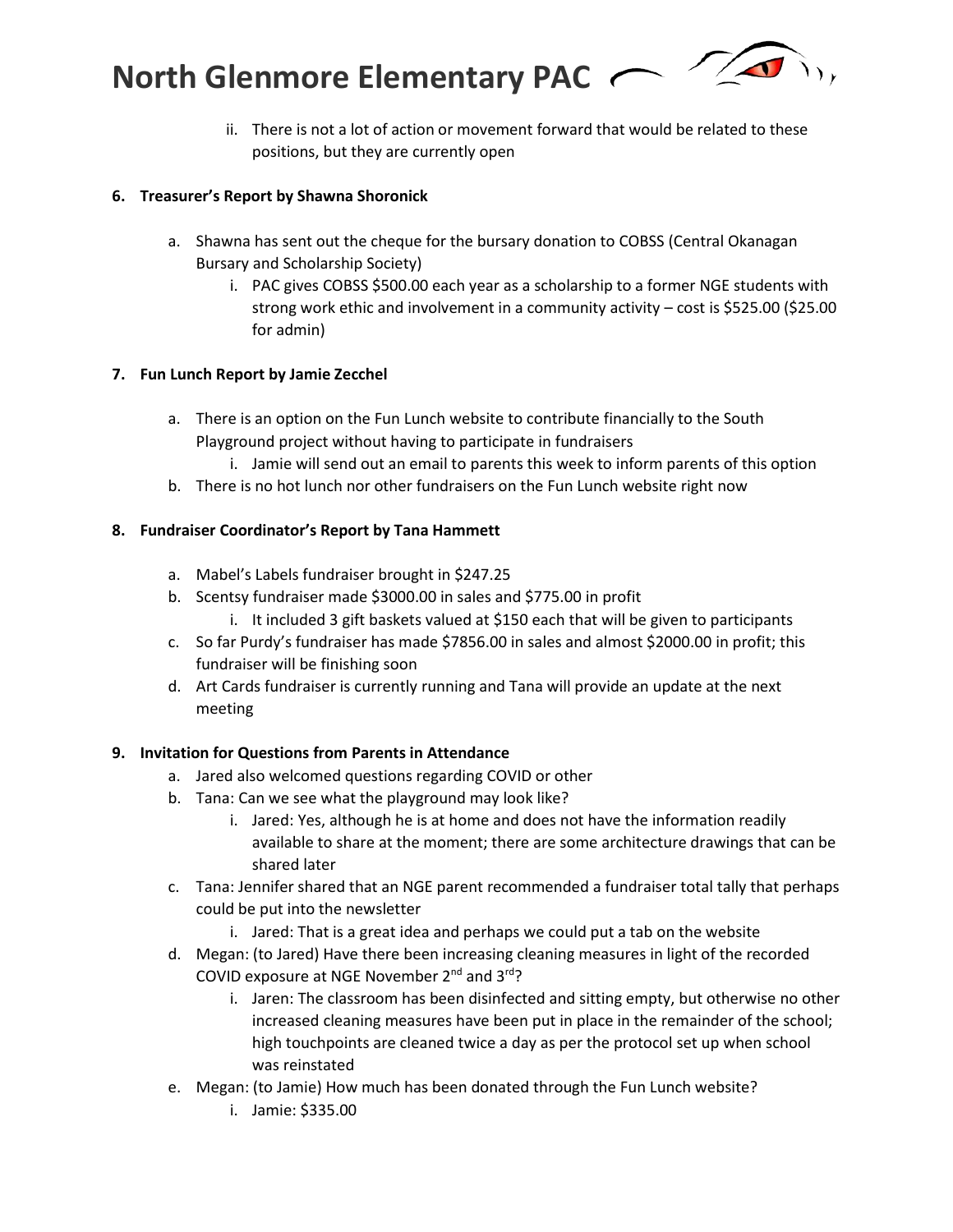ii. There is not a lot of action or movement forward that would be related to these positions, but they are currently open

**6. Treasurer's Report by Shawna Shoronick**

a. Shawna has sent out the cheque for the bursary donation to COBSS (Central Okanagan Bursary and Scholarship Society)
    i. PAC gives COBSS $500.00 each year as a scholarship to a former NGE students with strong work ethic and involvement in a community activity – cost is $525.00 ($25.00 for admin)

**7. Fun Lunch Report by Jamie Zecchel**

a. There is an option on the Fun Lunch website to contribute financially to the South Playground project without having to participate in fundraisers
    i. Jamie will send out an email to parents this week to inform parents of this option
b. There is no hot lunch nor other fundraisers on the Fun Lunch website right now

**8. Fundraiser Coordinator's Report by Tana Hammett**

a. Mabel's Labels fundraiser brought in $247.25
b. Scentsy fundraiser made $3000.00 in sales and $775.00 in profit
    i. It included 3 gift baskets valued at $150 each that will be given to participants
c. So far Purdy's fundraiser has made $7856.00 in sales and almost $2000.00 in profit; this fundraiser will be finishing soon
d. Art Cards fundraiser is currently running and Tana will provide an update at the next meeting

**9. Invitation for Questions from Parents in Attendance**

a. Jared also welcomed questions regarding COVID or other
b. Tana: Can we see what the playground may look like?
    i. Jared: Yes, although he is at home and does not have the information readily available to share at the moment; there are some architecture drawings that can be shared later
c. Tana: Jennifer shared that an NGE parent recommended a fundraiser total tally that perhaps could be put into the newsletter
    i. Jared: That is a great idea and perhaps we could put a tab on the website
d. Megan: (to Jared) Have there been increasing cleaning measures in light of the recorded COVID exposure at NGE November 2nd and 3rd?
    i. Jaren: The classroom has been disinfected and sitting empty, but otherwise no other increased cleaning measures have been put in place in the remainder of the school; high touchpoints are cleaned twice a day as per the protocol set up when school was reinstated
e. Megan: (to Jamie) How much has been donated through the Fun Lunch website?
    i. Jamie: $335.00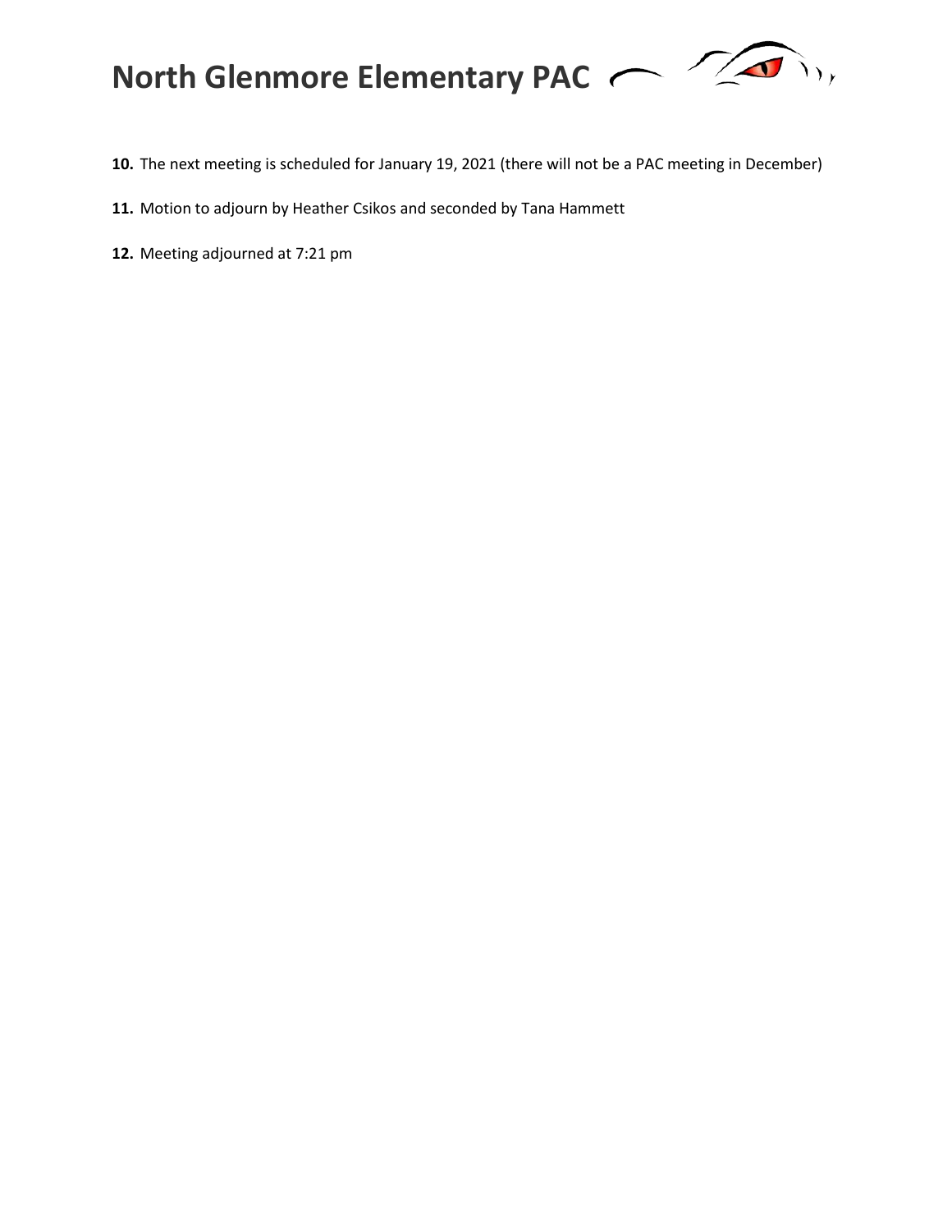10. The next meeting is scheduled for January 19, 2021 (there will not be a PAC meeting in December)

11. Motion to adjourn by Heather Csikos and seconded by Tana Hammett

12. Meeting adjourned at 7:21 pm